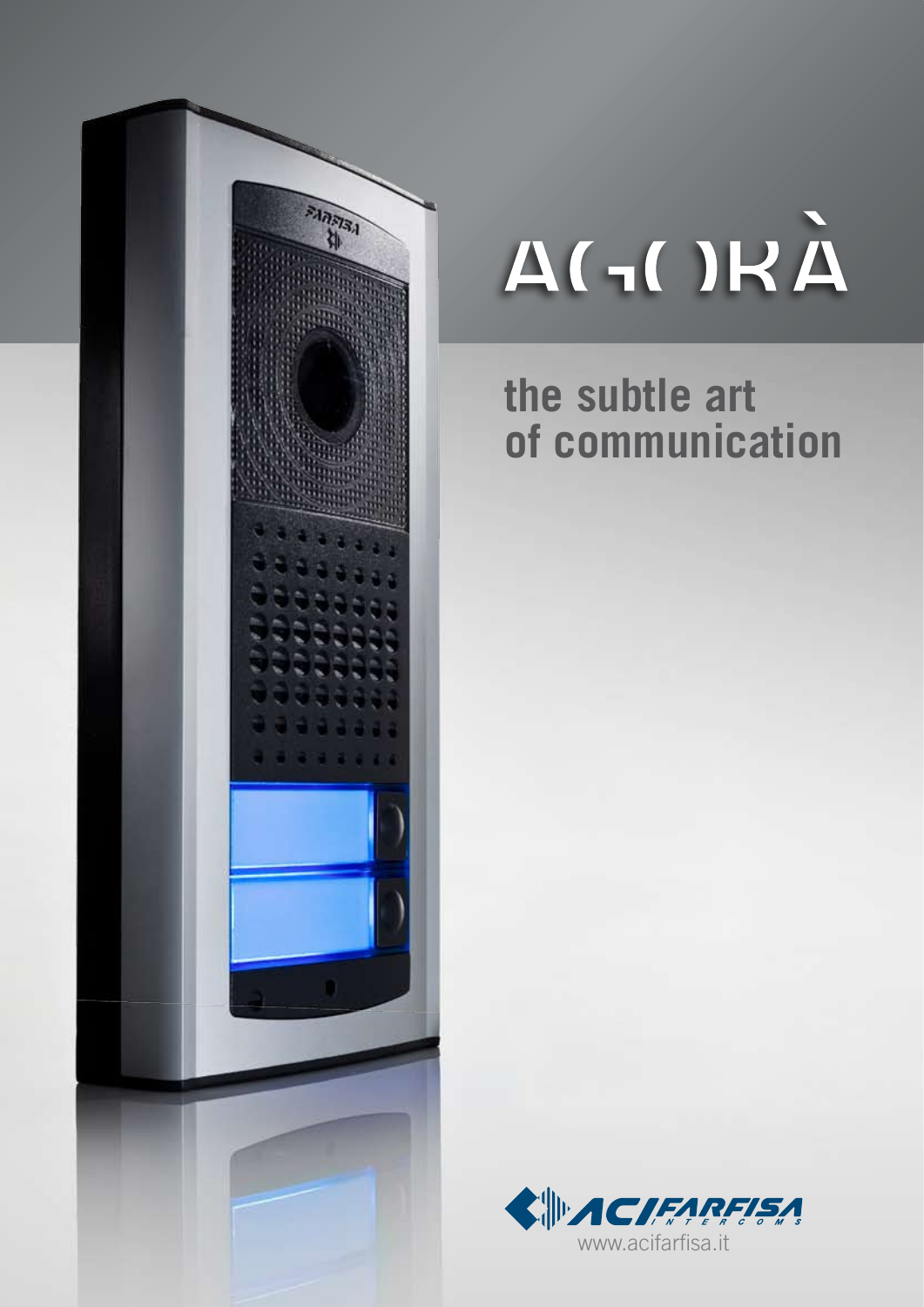# AGORÀ

## the subtle art of communication

ACI FARFISA INTERCOMS

www.acifarfisa.it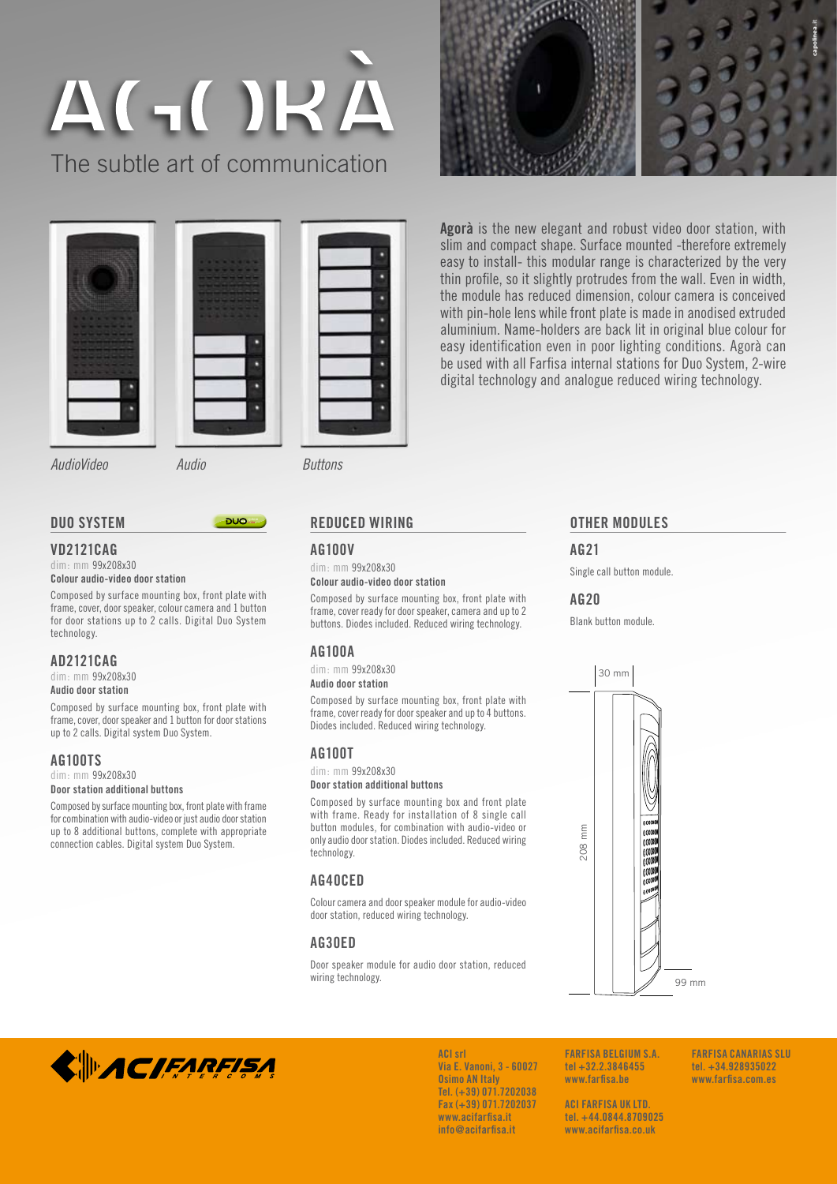# AGORÀ

The subtle art of communication

**Agorà** is the new elegant and robust video door station, with slim and compact shape. Surface mounted -therefore extremely easy to install- this modular range is characterized by the very thin profile, so it slightly protrudes from the wall. Even in width, the module has reduced dimension, colour camera is conceived with pin-hole lens while front plate is made in anodised extruded aluminium. Name-holders are back lit in original blue colour for easy identification even in poor lighting conditions. Agorà can be used with all Farfisa internal stations for Duo System, 2-wire digital technology and analogue reduced wiring technology.

*AudioVideo* *Audio* *Buttons*

## DUO SYSTEM

### VD2121CAG

dim: mm 99x208x30

**Colour audio-video door station**

Composed by surface mounting box, front plate with frame, cover, door speaker, colour camera and 1 button for door stations up to 2 calls. Digital Duo System technology.

### AD2121CAG

dim: mm 99x208x30

**Audio door station**

Composed by surface mounting box, front plate with frame, cover, door speaker and 1 button for door stations up to 2 calls. Digital system Duo System.

### AG100TS

dim: mm 99x208x30

**Door station additional buttons**

Composed by surface mounting box, front plate with frame for combination with audio-video or just audio door station up to 8 additional buttons, complete with appropriate connection cables. Digital system Duo System.

## REDUCED WIRING

### AG100V

dim: mm 99x208x30

**Colour audio-video door station**

Composed by surface mounting box, front plate with frame, cover ready for door speaker, camera and up to 2 buttons. Diodes included. Reduced wiring technology.

### AG100A

dim: mm 99x208x30

**Audio door station**

Composed by surface mounting box, front plate with frame, cover ready for door speaker and up to 4 buttons. Diodes included. Reduced wiring technology.

### AG100T

dim: mm 99x208x30

**Door station additional buttons**

Composed by surface mounting box and front plate with frame. Ready for installation of 8 single call button modules, for combination with audio-video or only audio door station. Diodes included. Reduced wiring technology.

### AG40CED

Colour camera and door speaker module for audio-video door station, reduced wiring technology.

### AG30ED

Door speaker module for audio door station, reduced wiring technology.

## OTHER MODULES

### AG21

Single call button module.

### AG20

Blank button module.

30 mm

208 mm

99 mm

ACI FARFISA INTERCOMS

**ACI srl**
**Via E. Vanoni, 3 - 60027 Osimo AN Italy**
**Tel. (+39) 071.7202038**
**Fax (+39) 071.7202037**
**www.acifarfisa.it**
**info@acifarfisa.it**

**FARFISA BELGIUM S.A.**
**tel +32.2.3846455**
**www.farfisa.be**

**ACI FARFISA UK LTD.**
**tel. +44.0844.8709025**
**www.acifarfisa.co.uk**

**FARFISA CANARIAS SLU**
**tel. +34.928935022**
**www.farfisa.com.es**